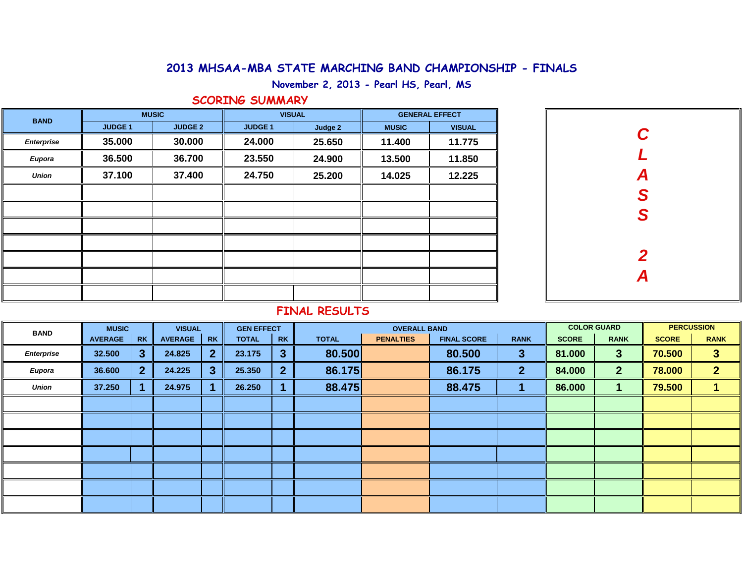# 2013 MHSAA-MBA STATE MARCHING BAND CHAMPIONSHIP - FINALS

## November 2, 2013 - Pearl HS, Pearl, MS

## SCORING SUMMARY

**CLASS 2A**

| BAND | MUSIC | | VISUAL | | GENERAL EFFECT | |
|---|---|---|---|---|---|---|
| | JUDGE 1 | JUDGE 2 | JUDGE 1 | Judge 2 | MUSIC | VISUAL |
| *Enterprise* | 35.000 | 30.000 | 24.000 | 25.650 | 11.400 | 11.775 |
| *Eupora* | 36.500 | 36.700 | 23.550 | 24.900 | 13.500 | 11.850 |
| *Union* | 37.100 | 37.400 | 24.750 | 25.200 | 14.025 | 12.225 |

## FINAL RESULTS

| BAND | MUSIC | | VISUAL | | GEN EFFECT | | OVERALL BAND | | | | COLOR GUARD | | PERCUSSION | |
|---|---|---|---|---|---|---|---|---|---|---|---|---|---|---|
| | AVERAGE | RK | AVERAGE | RK | TOTAL | RK | TOTAL | PENALTIES | FINAL SCORE | RANK | SCORE | RANK | SCORE | RANK |
| *Enterprise* | 32.500 | 3 | 24.825 | 2 | 23.175 | 3 | 80.500 | | 80.500 | 3 | 81.000 | 3 | 70.500 | 3 |
| *Eupora* | 36.600 | 2 | 24.225 | 3 | 25.350 | 2 | 86.175 | | 86.175 | 2 | 84.000 | 2 | 78.000 | 2 |
| *Union* | 37.250 | 1 | 24.975 | 1 | 26.250 | 1 | 88.475 | | 88.475 | 1 | 86.000 | 1 | 79.500 | 1 |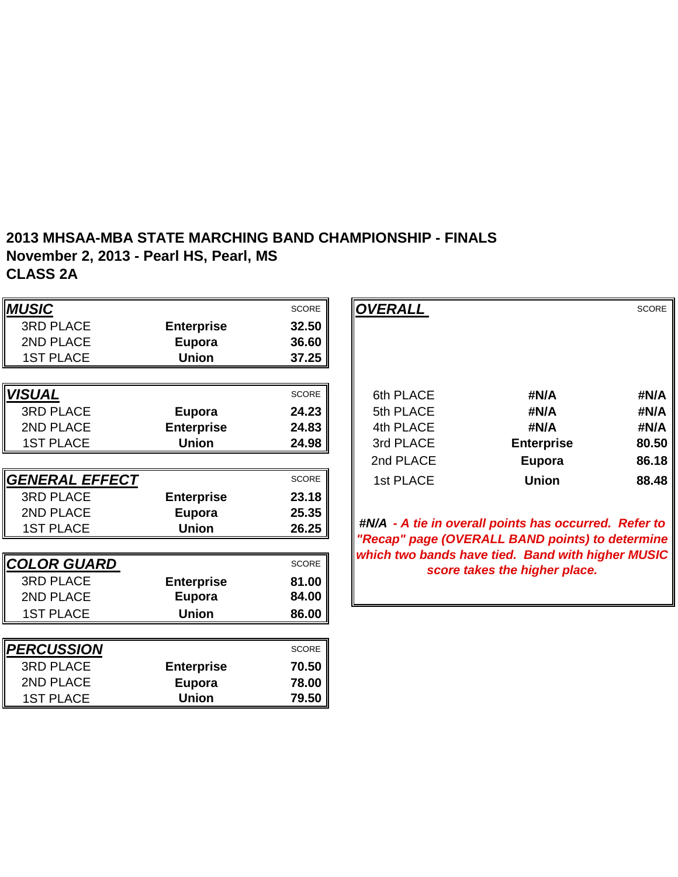**2013 MHSAA-MBA STATE MARCHING BAND CHAMPIONSHIP - FINALS**
**November 2, 2013 - Pearl HS, Pearl, MS**
**CLASS 2A**

| ***MUSIC*** | | SCORE |
|---|---|---|
| 3RD PLACE | **Enterprise** | **32.50** |
| 2ND PLACE | **Eupora** | **36.60** |
| 1ST PLACE | **Union** | **37.25** |

| ***VISUAL*** | | SCORE |
|---|---|---|
| 3RD PLACE | **Eupora** | **24.23** |
| 2ND PLACE | **Enterprise** | **24.83** |
| 1ST PLACE | **Union** | **24.98** |

| ***GENERAL EFFECT*** | | SCORE |
|---|---|---|
| 3RD PLACE | **Enterprise** | **23.18** |
| 2ND PLACE | **Eupora** | **25.35** |
| 1ST PLACE | **Union** | **26.25** |

| ***COLOR GUARD*** | | SCORE |
|---|---|---|
| 3RD PLACE | **Enterprise** | **81.00** |
| 2ND PLACE | **Eupora** | **84.00** |
| 1ST PLACE | **Union** | **86.00** |

| ***PERCUSSION*** | | SCORE |
|---|---|---|
| 3RD PLACE | **Enterprise** | **70.50** |
| 2ND PLACE | **Eupora** | **78.00** |
| 1ST PLACE | **Union** | **79.50** |

| ***OVERALL*** | | SCORE |
|---|---|---|
| 6th PLACE | **#N/A** | **#N/A** |
| 5th PLACE | **#N/A** | **#N/A** |
| 4th PLACE | **#N/A** | **#N/A** |
| 3rd PLACE | **Enterprise** | **80.50** |
| 2nd PLACE | **Eupora** | **86.18** |
| 1st PLACE | **Union** | **88.48** |

***#N/A** - A tie in overall points has occurred. Refer to "Recap" page (OVERALL BAND points) to determine which two bands have tied. Band with higher MUSIC score takes the higher place.*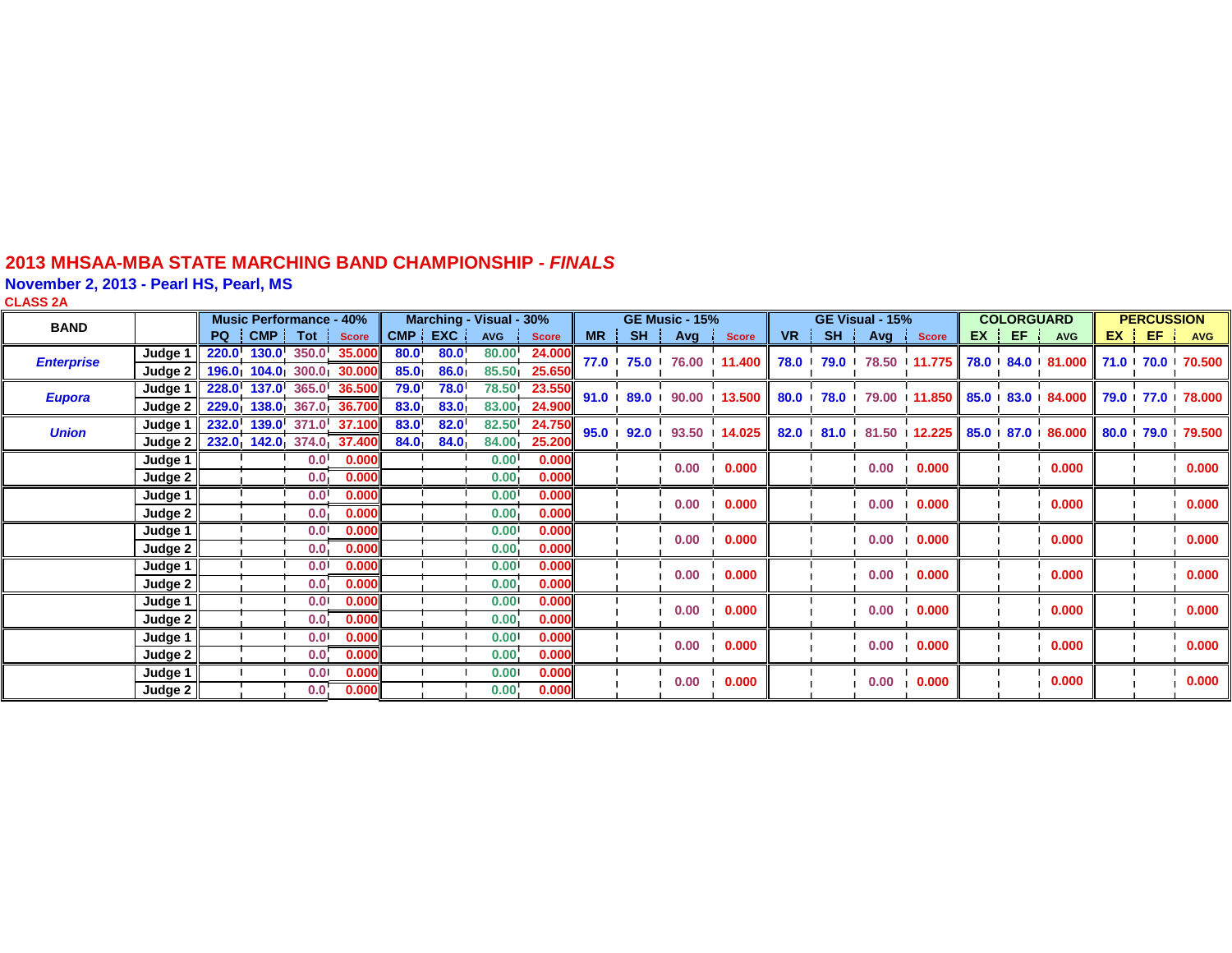# 2013 MHSAA-MBA STATE MARCHING BAND CHAMPIONSHIP - *FINALS*

## November 2, 2013 - Pearl HS, Pearl, MS

### CLASS 2A

| BAND | | Music Performance - 40% | | | | Marching - Visual - 30% | | | | GE Music - 15% | | | | GE Visual - 15% | | | | COLORGUARD | | | PERCUSSION | | |
|---|---|---|---|---|---|---|---|---|---|---|---|---|---|---|---|---|---|---|---|---|---|---|---|
| | | PQ | CMP | Tot | Score | CMP | EXC | AVG | Score | MR | SH | Avg | Score | VR | SH | Avg | Score | EX | EF | AVG | EX | EF | AVG |
| *Enterprise* | Judge 1 | 220.0 | 130.0 | 350.0 | 35.000 | 80.0 | 80.0 | 80.00 | 24.000 | 77.0 | 75.0 | 76.00 | 11.400 | 78.0 | 79.0 | 78.50 | 11.775 | 78.0 | 84.0 | 81.000 | 71.0 | 70.0 | 70.500 |
| | Judge 2 | 196.0 | 104.0 | 300.0 | 30.000 | 85.0 | 86.0 | 85.50 | 25.650 | | | | | | | | | | | | | | |
| *Eupora* | Judge 1 | 228.0 | 137.0 | 365.0 | 36.500 | 79.0 | 78.0 | 78.50 | 23.550 | 91.0 | 89.0 | 90.00 | 13.500 | 80.0 | 78.0 | 79.00 | 11.850 | 85.0 | 83.0 | 84.000 | 79.0 | 77.0 | 78.000 |
| | Judge 2 | 229.0 | 138.0 | 367.0 | 36.700 | 83.0 | 83.0 | 83.00 | 24.900 | | | | | | | | | | | | | | |
| *Union* | Judge 1 | 232.0 | 139.0 | 371.0 | 37.100 | 83.0 | 82.0 | 82.50 | 24.750 | 95.0 | 92.0 | 93.50 | 14.025 | 82.0 | 81.0 | 81.50 | 12.225 | 85.0 | 87.0 | 86.000 | 80.0 | 79.0 | 79.500 |
| | Judge 2 | 232.0 | 142.0 | 374.0 | 37.400 | 84.0 | 84.0 | 84.00 | 25.200 | | | | | | | | | | | | | | |
| | Judge 1 | | | 0.0 | 0.000 | | | 0.00 | 0.000 | | | 0.00 | 0.000 | | | 0.00 | 0.000 | | | 0.000 | | | 0.000 |
| | Judge 2 | | | 0.0 | 0.000 | | | 0.00 | 0.000 | | | | | | | | | | | | | | |
| | Judge 1 | | | 0.0 | 0.000 | | | 0.00 | 0.000 | | | 0.00 | 0.000 | | | 0.00 | 0.000 | | | 0.000 | | | 0.000 |
| | Judge 2 | | | 0.0 | 0.000 | | | 0.00 | 0.000 | | | | | | | | | | | | | | |
| | Judge 1 | | | 0.0 | 0.000 | | | 0.00 | 0.000 | | | 0.00 | 0.000 | | | 0.00 | 0.000 | | | 0.000 | | | 0.000 |
| | Judge 2 | | | 0.0 | 0.000 | | | 0.00 | 0.000 | | | | | | | | | | | | | | |
| | Judge 1 | | | 0.0 | 0.000 | | | 0.00 | 0.000 | | | 0.00 | 0.000 | | | 0.00 | 0.000 | | | 0.000 | | | 0.000 |
| | Judge 2 | | | 0.0 | 0.000 | | | 0.00 | 0.000 | | | | | | | | | | | | | | |
| | Judge 1 | | | 0.0 | 0.000 | | | 0.00 | 0.000 | | | 0.00 | 0.000 | | | 0.00 | 0.000 | | | 0.000 | | | 0.000 |
| | Judge 2 | | | 0.0 | 0.000 | | | 0.00 | 0.000 | | | | | | | | | | | | | | |
| | Judge 1 | | | 0.0 | 0.000 | | | 0.00 | 0.000 | | | 0.00 | 0.000 | | | 0.00 | 0.000 | | | 0.000 | | | 0.000 |
| | Judge 2 | | | 0.0 | 0.000 | | | 0.00 | 0.000 | | | | | | | | | | | | | | |
| | Judge 1 | | | 0.0 | 0.000 | | | 0.00 | 0.000 | | | 0.00 | 0.000 | | | 0.00 | 0.000 | | | 0.000 | | | 0.000 |
| | Judge 2 | | | 0.0 | 0.000 | | | 0.00 | 0.000 | | | | | | | | | | | | | | |